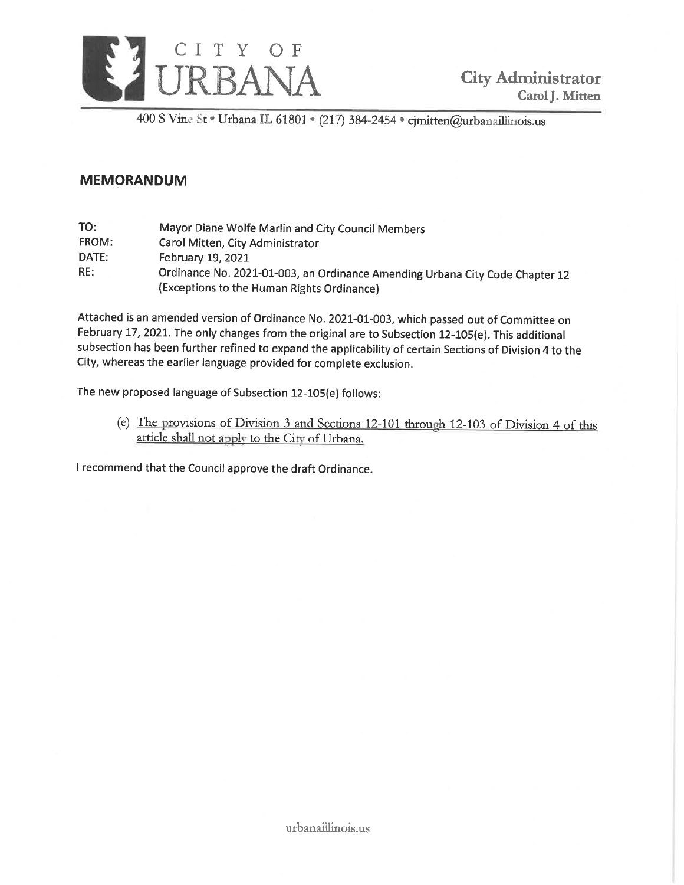# CITY OF URBANA

**City Administrator**
**Carol J. Mitten**

400 S Vine St • Urbana IL 61801 • (217) 384-2454 • cjmitten@urbanaillinois.us

## MEMORANDUM

TO: Mayor Diane Wolfe Marlin and City Council Members
FROM: Carol Mitten, City Administrator
DATE: February 19, 2021
RE: Ordinance No. 2021-01-003, an Ordinance Amending Urbana City Code Chapter 12 (Exceptions to the Human Rights Ordinance)

Attached is an amended version of Ordinance No. 2021-01-003, which passed out of Committee on February 17, 2021. The only changes from the original are to Subsection 12-105(e). This additional subsection has been further refined to expand the applicability of certain Sections of Division 4 to the City, whereas the earlier language provided for complete exclusion.

The new proposed language of Subsection 12-105(e) follows:

> (e) <u>The provisions of Division 3 and Sections 12-101 through 12-103 of Division 4 of this article shall not apply to the City of Urbana.</u>

I recommend that the Council approve the draft Ordinance.

urbanaillinois.us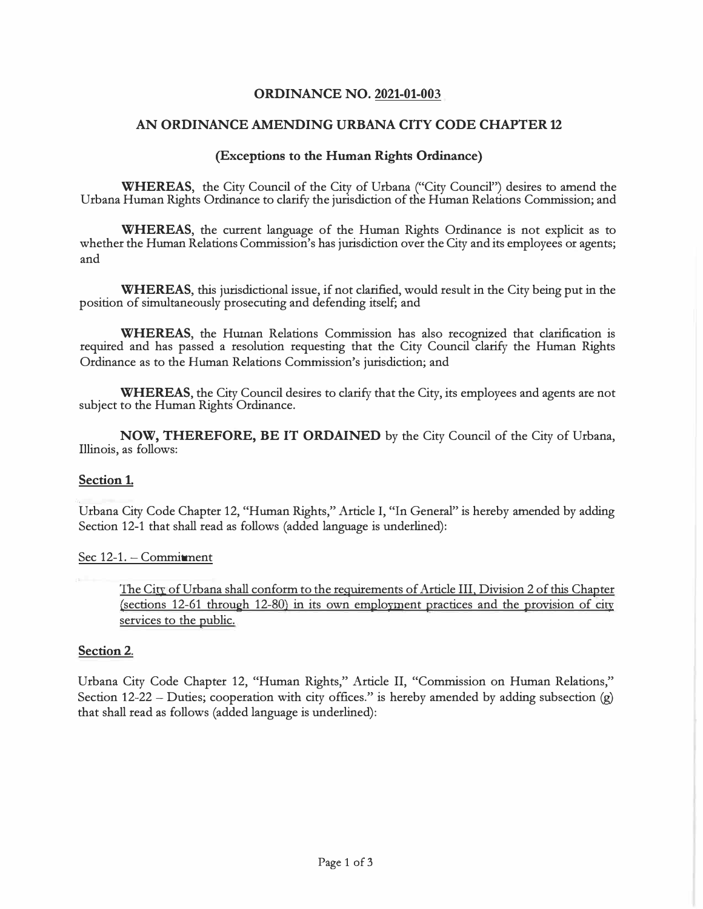**ORDINANCE NO. 2021-01-003**

**AN ORDINANCE AMENDING URBANA CITY CODE CHAPTER 12**

**(Exceptions to the Human Rights Ordinance)**

**WHEREAS**, the City Council of the City of Urbana ("City Council") desires to amend the Urbana Human Rights Ordinance to clarify the jurisdiction of the Human Relations Commission; and

**WHEREAS**, the current language of the Human Rights Ordinance is not explicit as to whether the Human Relations Commission's has jurisdiction over the City and its employees or agents; and

**WHEREAS**, this jurisdictional issue, if not clarified, would result in the City being put in the position of simultaneously prosecuting and defending itself; and

**WHEREAS**, the Human Relations Commission has also recognized that clarification is required and has passed a resolution requesting that the City Council clarify the Human Rights Ordinance as to the Human Relations Commission's jurisdiction; and

**WHEREAS**, the City Council desires to clarify that the City, its employees and agents are not subject to the Human Rights Ordinance.

**NOW, THEREFORE, BE IT ORDAINED** by the City Council of the City of Urbana, Illinois, as follows:

**Section 1.**

Urbana City Code Chapter 12, "Human Rights," Article I, "In General" is hereby amended by adding Section 12-1 that shall read as follows (added language is underlined):

<u>Sec 12-1. – Commitment</u>

> <u>The City of Urbana shall conform to the requirements of Article III, Division 2 of this Chapter (sections 12-61 through 12-80) in its own employment practices and the provision of city services to the public.</u>

**Section 2.**

Urbana City Code Chapter 12, "Human Rights," Article II, "Commission on Human Relations," Section 12-22 – Duties; cooperation with city offices." is hereby amended by adding subsection (g) that shall read as follows (added language is underlined):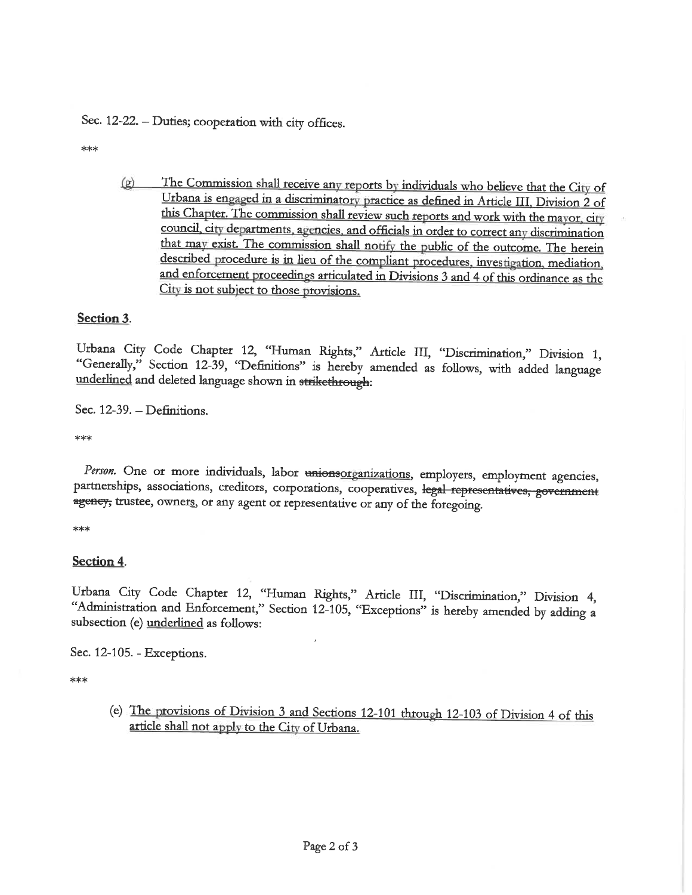Sec. 12-22. – Duties; cooperation with city offices.

\*\*\*

<u>(g) The Commission shall receive any reports by individuals who believe that the City of Urbana is engaged in a discriminatory practice as defined in Article III, Division 2 of this Chapter. The commission shall review such reports and work with the mayor, city council, city departments, agencies, and officials in order to correct any discrimination that may exist. The commission shall notify the public of the outcome. The herein described procedure is in lieu of the compliant procedures, investigation, mediation, and enforcement proceedings articulated in Divisions 3 and 4 of this ordinance as the City is not subject to those provisions.</u>

**<u>Section 3</u>.**

Urbana City Code Chapter 12, "Human Rights," Article III, "Discrimination," Division 1, "Generally," Section 12-39, "Definitions" is hereby amended as follows, with added language <u>underlined</u> and deleted language shown in ~~strikethrough~~:

Sec. 12-39. – Definitions.

\*\*\*

*Person.* One or more individuals, labor ~~unions~~<u>organizations</u>, employers, employment agencies, partnerships, associations, creditors, corporations, cooperatives, ~~legal representatives, government agency,~~ trustee, owner<u>s</u>, or any agent or representative or any of the foregoing.

\*\*\*

**<u>Section 4</u>.**

Urbana City Code Chapter 12, "Human Rights," Article III, "Discrimination," Division 4, "Administration and Enforcement," Section 12-105, "Exceptions" is hereby amended by adding a subsection (e) <u>underlined</u> as follows:

Sec. 12-105. - Exceptions.

\*\*\*

(e) <u>The provisions of Division 3 and Sections 12-101 through 12-103 of Division 4 of this article shall not apply to the City of Urbana.</u>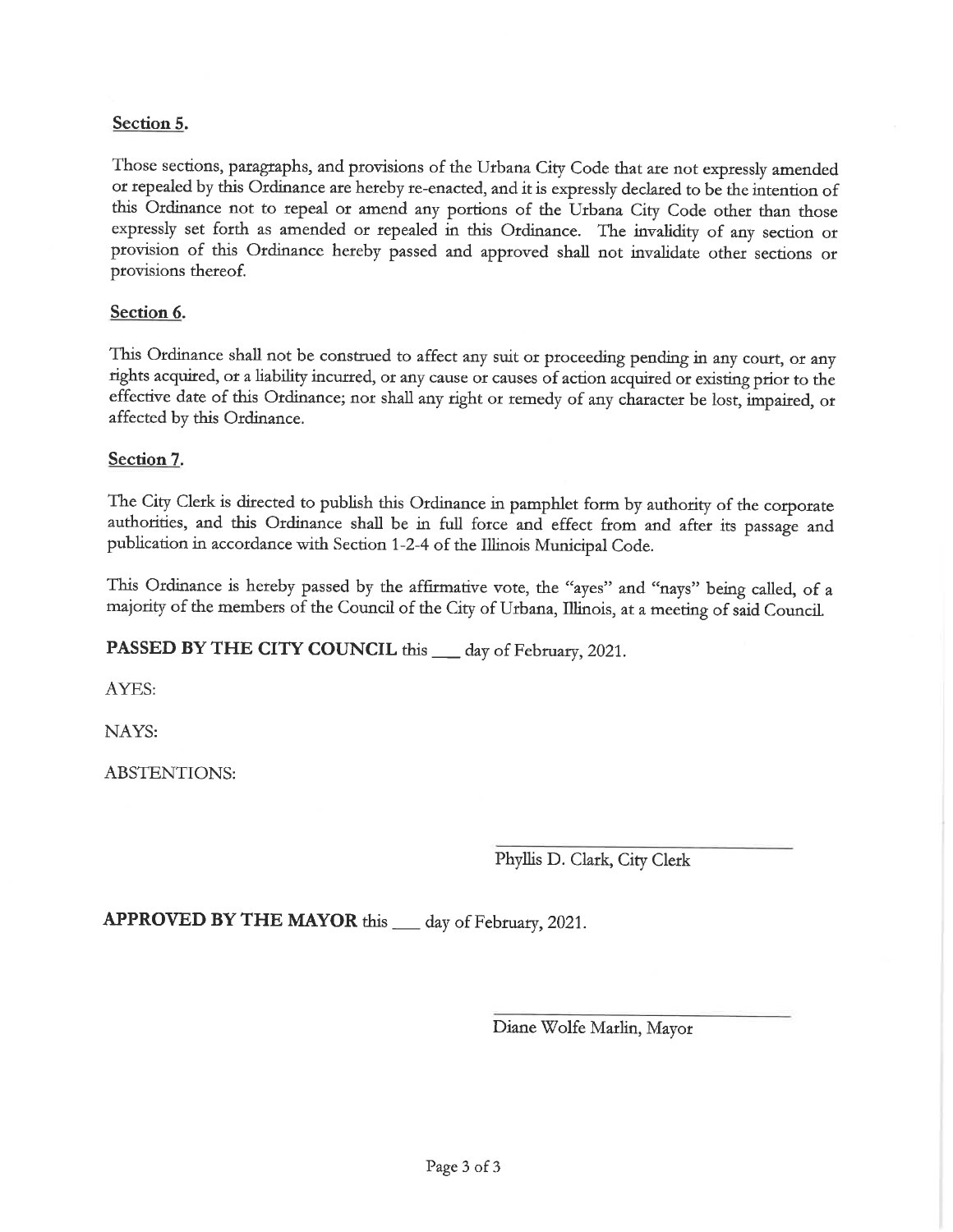**Section 5.**

Those sections, paragraphs, and provisions of the Urbana City Code that are not expressly amended or repealed by this Ordinance are hereby re-enacted, and it is expressly declared to be the intention of this Ordinance not to repeal or amend any portions of the Urbana City Code other than those expressly set forth as amended or repealed in this Ordinance. The invalidity of any section or provision of this Ordinance hereby passed and approved shall not invalidate other sections or provisions thereof.

**Section 6.**

This Ordinance shall not be construed to affect any suit or proceeding pending in any court, or any rights acquired, or a liability incurred, or any cause or causes of action acquired or existing prior to the effective date of this Ordinance; nor shall any right or remedy of any character be lost, impaired, or affected by this Ordinance.

**Section 7.**

The City Clerk is directed to publish this Ordinance in pamphlet form by authority of the corporate authorities, and this Ordinance shall be in full force and effect from and after its passage and publication in accordance with Section 1-2-4 of the Illinois Municipal Code.

This Ordinance is hereby passed by the affirmative vote, the "ayes" and "nays" being called, of a majority of the members of the Council of the City of Urbana, Illinois, at a meeting of said Council.

**PASSED BY THE CITY COUNCIL** this ___ day of February, 2021.

AYES:

NAYS:

ABSTENTIONS:

______________________________
Phyllis D. Clark, City Clerk

**APPROVED BY THE MAYOR** this ___ day of February, 2021.

______________________________
Diane Wolfe Marlin, Mayor